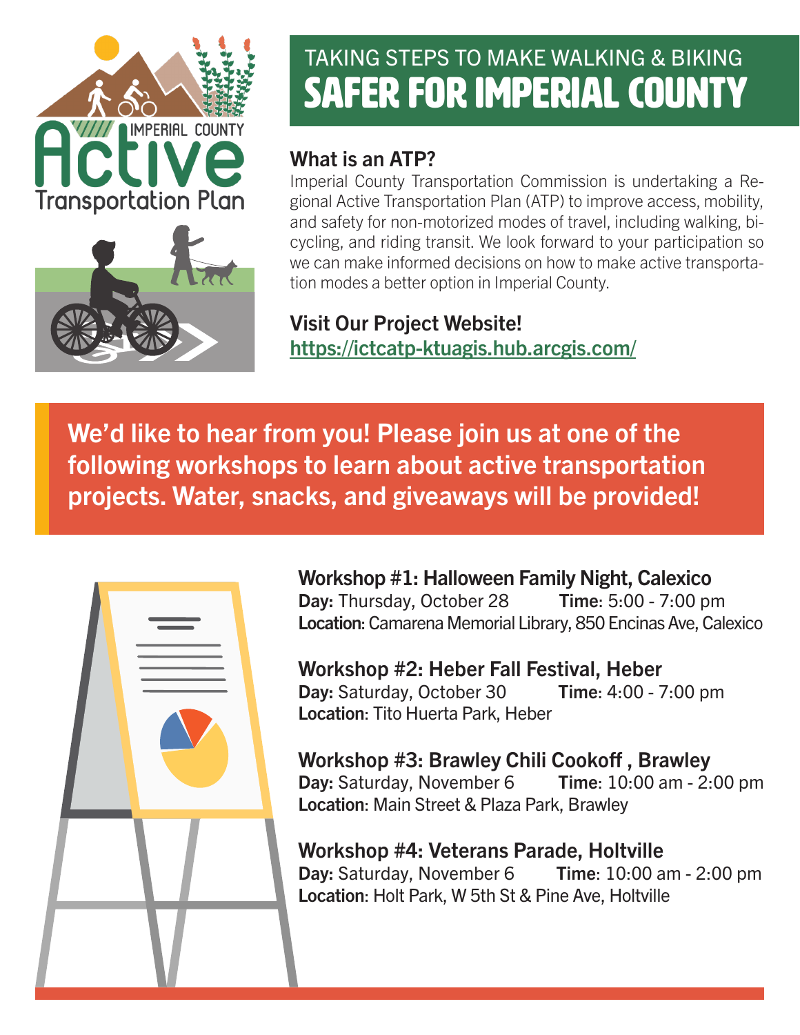# TAKING STEPS TO MAKE WALKING & BIKING SAFER FOR IMPERIAL COUNTY

## What is an ATP?

Imperial County Transportation Commission is undertaking a Regional Active Transportation Plan (ATP) to improve access, mobility, and safety for non-motorized modes of travel, including walking, bicycling, and riding transit. We look forward to your participation so we can make informed decisions on how to make active transportation modes a better option in Imperial County.

## Visit Our Project Website!

https://ictcatp-ktuagis.hub.arcgis.com/

**We'd like to hear from you! Please join us at one of the following workshops to learn about active transportation projects. Water, snacks, and giveaways will be provided!**

### Workshop #1: Halloween Family Night, Calexico

**Day:** Thursday, October 28 **Time**: 5:00 - 7:00 pm
**Location**: Camarena Memorial Library, 850 Encinas Ave, Calexico

### Workshop #2: Heber Fall Festival, Heber

**Day:** Saturday, October 30 **Time**: 4:00 - 7:00 pm
**Location**: Tito Huerta Park, Heber

### Workshop #3: Brawley Chili Cookoff , Brawley

**Day:** Saturday, November 6 **Time**: 10:00 am - 2:00 pm
**Location**: Main Street & Plaza Park, Brawley

### Workshop #4: Veterans Parade, Holtville

**Day:** Saturday, November 6 **Time**: 10:00 am - 2:00 pm
**Location**: Holt Park, W 5th St & Pine Ave, Holtville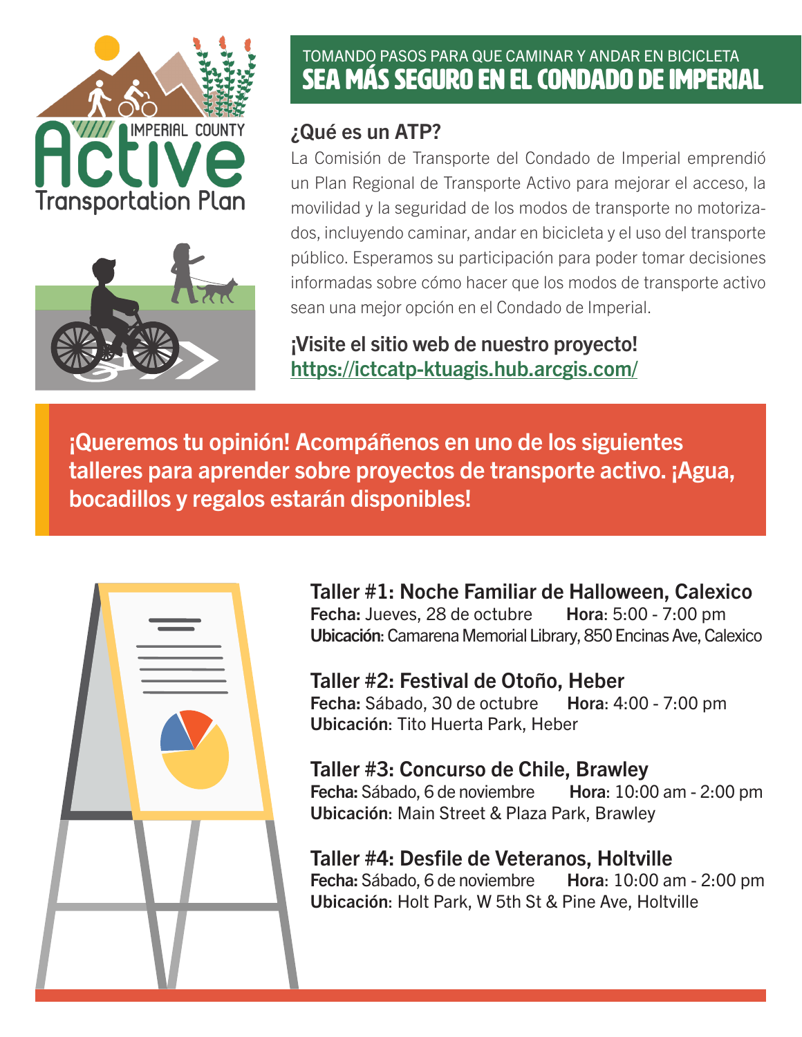IMPERIAL COUNTY
Active
Transportation Plan

TOMANDO PASOS PARA QUE CAMINAR Y ANDAR EN BICICLETA

# SEA MÁS SEGURO EN EL CONDADO DE IMPERIAL

## ¿Qué es un ATP?

La Comisión de Transporte del Condado de Imperial emprendió un Plan Regional de Transporte Activo para mejorar el acceso, la movilidad y la seguridad de los modos de transporte no motorizados, incluyendo caminar, andar en bicicleta y el uso del transporte público. Esperamos su participación para poder tomar decisiones informadas sobre cómo hacer que los modos de transporte activo sean una mejor opción en el Condado de Imperial.

**¡Visite el sitio web de nuestro proyecto!**
https://ictcatp-ktuagis.hub.arcgis.com/

**¡Queremos tu opinión! Acompáñenos en uno de los siguientes talleres para aprender sobre proyectos de transporte activo. ¡Agua, bocadillos y regalos estarán disponibles!**

### Taller #1: Noche Familiar de Halloween, Calexico
**Fecha:** Jueves, 28 de octubre **Hora**: 5:00 - 7:00 pm
**Ubicación**: Camarena Memorial Library, 850 Encinas Ave, Calexico

### Taller #2: Festival de Otoño, Heber
**Fecha:** Sábado, 30 de octubre **Hora**: 4:00 - 7:00 pm
**Ubicación**: Tito Huerta Park, Heber

### Taller #3: Concurso de Chile, Brawley
**Fecha:** Sábado, 6 de noviembre **Hora**: 10:00 am - 2:00 pm
**Ubicación**: Main Street & Plaza Park, Brawley

### Taller #4: Desfile de Veteranos, Holtville
**Fecha:** Sábado, 6 de noviembre **Hora**: 10:00 am - 2:00 pm
**Ubicación**: Holt Park, W 5th St & Pine Ave, Holtville